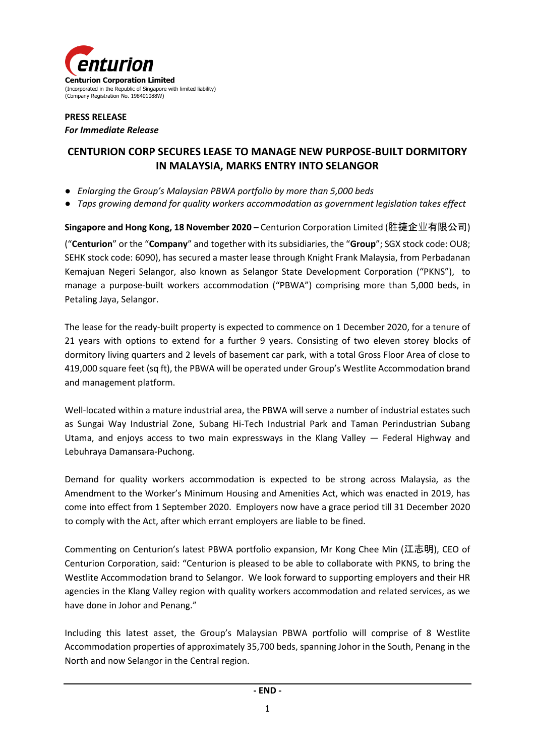**Centurion Corporation Limited**
(Incorporated in the Republic of Singapore with limited liability)
(Company Registration No. 198401088W)

**PRESS RELEASE**
***For Immediate Release***

# CENTURION CORP SECURES LEASE TO MANAGE NEW PURPOSE-BUILT DORMITORY IN MALAYSIA, MARKS ENTRY INTO SELANGOR

- *Enlarging the Group's Malaysian PBWA portfolio by more than 5,000 beds*
- *Taps growing demand for quality workers accommodation as government legislation takes effect*

**Singapore and Hong Kong, 18 November 2020 –** Centurion Corporation Limited (胜捷企业有限公司) ("**Centurion**" or the "**Company**" and together with its subsidiaries, the "**Group**"; SGX stock code: OU8; SEHK stock code: 6090), has secured a master lease through Knight Frank Malaysia, from Perbadanan Kemajuan Negeri Selangor, also known as Selangor State Development Corporation ("PKNS"), to manage a purpose-built workers accommodation ("PBWA") comprising more than 5,000 beds, in Petaling Jaya, Selangor.

The lease for the ready-built property is expected to commence on 1 December 2020, for a tenure of 21 years with options to extend for a further 9 years. Consisting of two eleven storey blocks of dormitory living quarters and 2 levels of basement car park, with a total Gross Floor Area of close to 419,000 square feet (sq ft), the PBWA will be operated under Group's Westlite Accommodation brand and management platform.

Well-located within a mature industrial area, the PBWA will serve a number of industrial estates such as Sungai Way Industrial Zone, Subang Hi-Tech Industrial Park and Taman Perindustrian Subang Utama, and enjoys access to two main expressways in the Klang Valley — Federal Highway and Lebuhraya Damansara-Puchong.

Demand for quality workers accommodation is expected to be strong across Malaysia, as the Amendment to the Worker's Minimum Housing and Amenities Act, which was enacted in 2019, has come into effect from 1 September 2020. Employers now have a grace period till 31 December 2020 to comply with the Act, after which errant employers are liable to be fined.

Commenting on Centurion's latest PBWA portfolio expansion, Mr Kong Chee Min (江志明), CEO of Centurion Corporation, said: "Centurion is pleased to be able to collaborate with PKNS, to bring the Westlite Accommodation brand to Selangor. We look forward to supporting employers and their HR agencies in the Klang Valley region with quality workers accommodation and related services, as we have done in Johor and Penang."

Including this latest asset, the Group's Malaysian PBWA portfolio will comprise of 8 Westlite Accommodation properties of approximately 35,700 beds, spanning Johor in the South, Penang in the North and now Selangor in the Central region.

**- END -**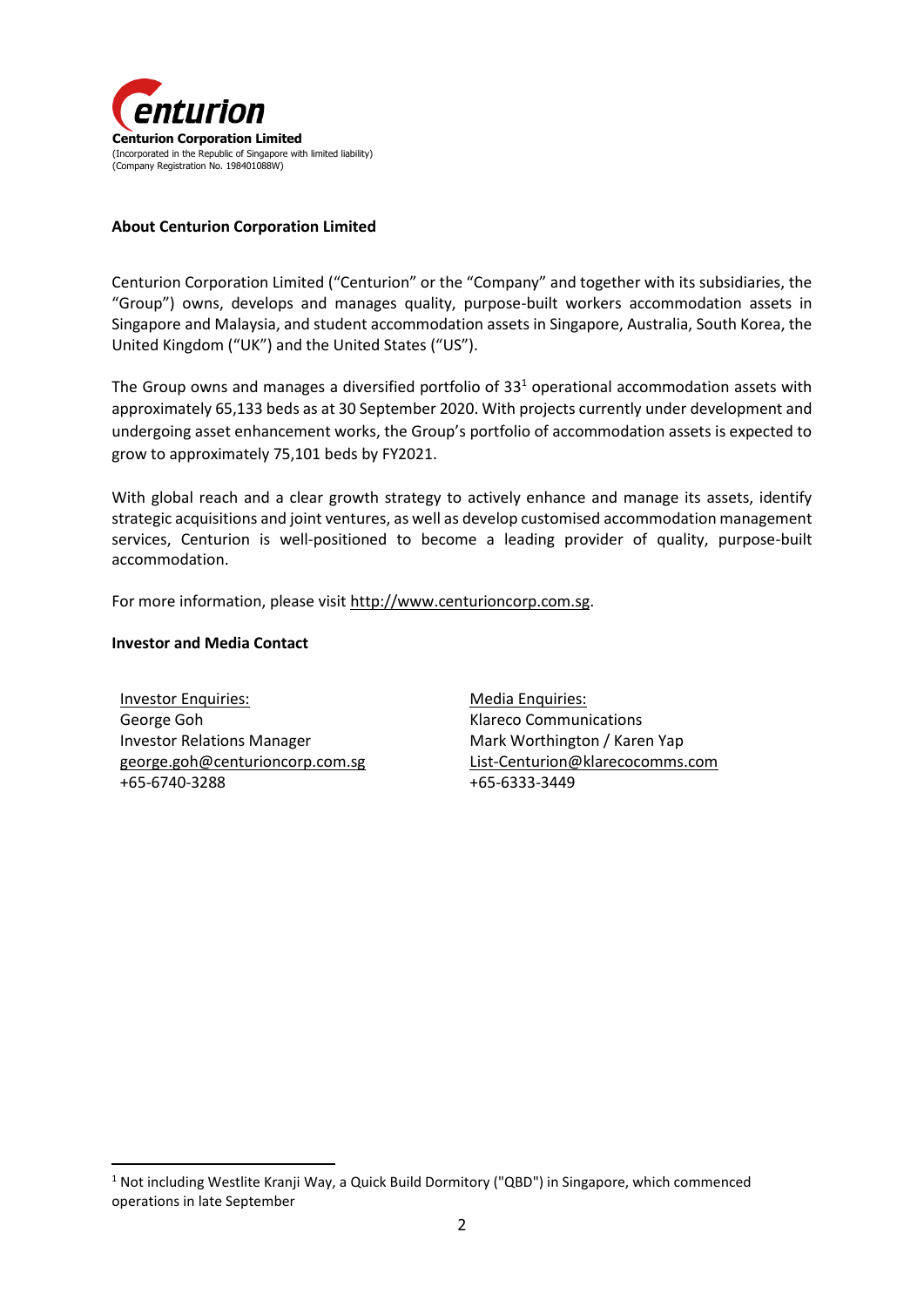**Centurion Corporation Limited**
(Incorporated in the Republic of Singapore with limited liability)
(Company Registration No. 198401088W)

## About Centurion Corporation Limited

Centurion Corporation Limited ("Centurion" or the "Company" and together with its subsidiaries, the "Group") owns, develops and manages quality, purpose-built workers accommodation assets in Singapore and Malaysia, and student accommodation assets in Singapore, Australia, South Korea, the United Kingdom ("UK") and the United States ("US").

The Group owns and manages a diversified portfolio of 33[1] operational accommodation assets with approximately 65,133 beds as at 30 September 2020. With projects currently under development and undergoing asset enhancement works, the Group's portfolio of accommodation assets is expected to grow to approximately 75,101 beds by FY2021.

With global reach and a clear growth strategy to actively enhance and manage its assets, identify strategic acquisitions and joint ventures, as well as develop customised accommodation management services, Centurion is well-positioned to become a leading provider of quality, purpose-built accommodation.

For more information, please visit http://www.centurioncorp.com.sg.

## Investor and Media Contact

Investor Enquiries:
George Goh
Investor Relations Manager
george.goh@centurioncorp.com.sg
+65-6740-3288

Media Enquiries:
Klareco Communications
Mark Worthington / Karen Yap
List-Centurion@klarecocomms.com
+65-6333-3449

[1] Not including Westlite Kranji Way, a Quick Build Dormitory ("QBD") in Singapore, which commenced operations in late September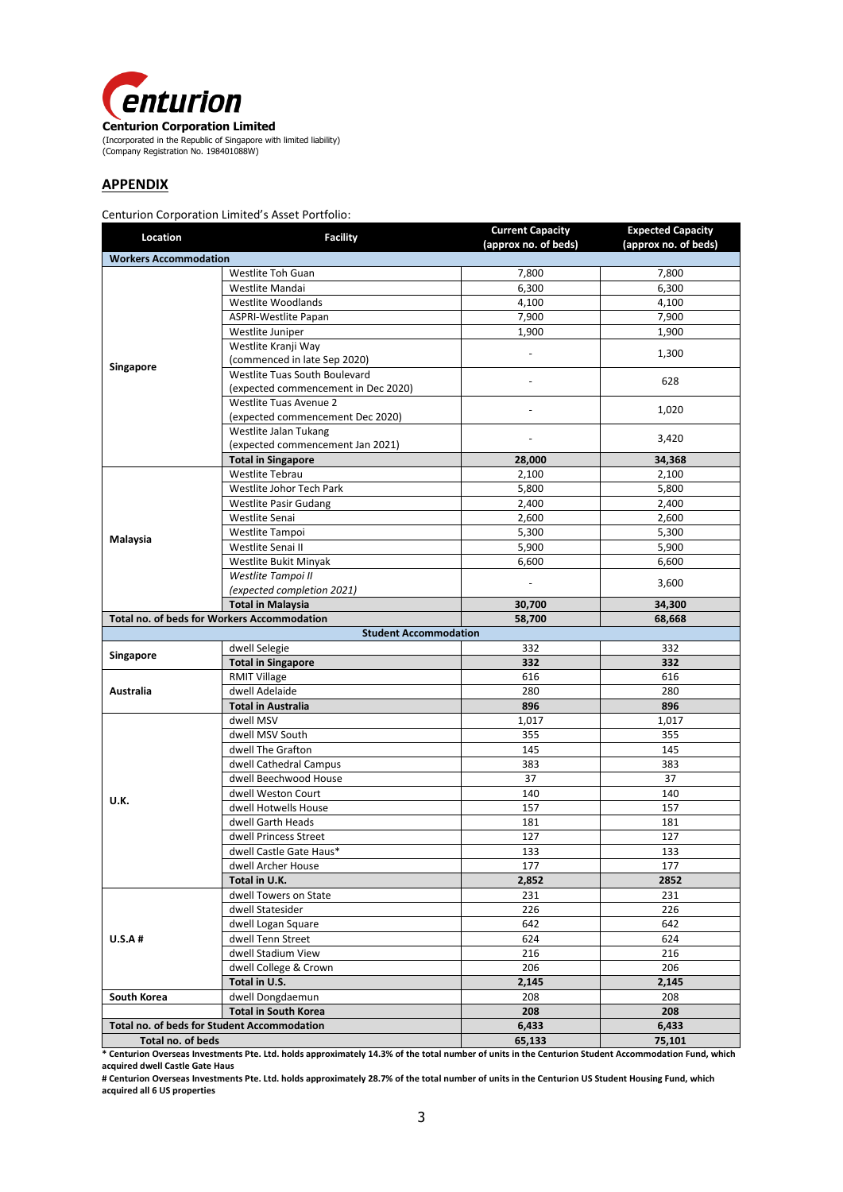**Centurion Corporation Limited**

(Incorporated in the Republic of Singapore with limited liability)
(Company Registration No. 198401088W)

## APPENDIX

Centurion Corporation Limited's Asset Portfolio:

| Location | Facility | Current Capacity (approx no. of beds) | Expected Capacity (approx no. of beds) |
|---|---|---|---|
| **Workers Accommodation** | | | |
| Singapore | Westlite Toh Guan | 7,800 | 7,800 |
| | Westlite Mandai | 6,300 | 6,300 |
| | Westlite Woodlands | 4,100 | 4,100 |
| | ASPRI-Westlite Papan | 7,900 | 7,900 |
| | Westlite Juniper | 1,900 | 1,900 |
| | Westlite Kranji Way (commenced in late Sep 2020) | - | 1,300 |
| | Westlite Tuas South Boulevard (expected commencement in Dec 2020) | - | 628 |
| | Westlite Tuas Avenue 2 (expected commencement Dec 2020) | - | 1,020 |
| | Westlite Jalan Tukang (expected commencement Jan 2021) | - | 3,420 |
| | **Total in Singapore** | **28,000** | **34,368** |
| Malaysia | Westlite Tebrau | 2,100 | 2,100 |
| | Westlite Johor Tech Park | 5,800 | 5,800 |
| | Westlite Pasir Gudang | 2,400 | 2,400 |
| | Westlite Senai | 2,600 | 2,600 |
| | Westlite Tampoi | 5,300 | 5,300 |
| | Westlite Senai II | 5,900 | 5,900 |
| | Westlite Bukit Minyak | 6,600 | 6,600 |
| | *Westlite Tampoi II (expected completion 2021)* | - | 3,600 |
| | **Total in Malaysia** | **30,700** | **34,300** |
| **Total no. of beds for Workers Accommodation** | | **58,700** | **68,668** |
| **Student Accommodation** | | | |
| Singapore | dwell Selegie | 332 | 332 |
| | **Total in Singapore** | **332** | **332** |
| Australia | RMIT Village | 616 | 616 |
| | dwell Adelaide | 280 | 280 |
| | **Total in Australia** | **896** | **896** |
| U.K. | dwell MSV | 1,017 | 1,017 |
| | dwell MSV South | 355 | 355 |
| | dwell The Grafton | 145 | 145 |
| | dwell Cathedral Campus | 383 | 383 |
| | dwell Beechwood House | 37 | 37 |
| | dwell Weston Court | 140 | 140 |
| | dwell Hotwells House | 157 | 157 |
| | dwell Garth Heads | 181 | 181 |
| | dwell Princess Street | 127 | 127 |
| | dwell Castle Gate Haus* | 133 | 133 |
| | dwell Archer House | 177 | 177 |
| | **Total in U.K.** | **2,852** | **2852** |
| U.S.A # | dwell Towers on State | 231 | 231 |
| | dwell Statesider | 226 | 226 |
| | dwell Logan Square | 642 | 642 |
| | dwell Tenn Street | 624 | 624 |
| | dwell Stadium View | 216 | 216 |
| | dwell College & Crown | 206 | 206 |
| | **Total in U.S.** | **2,145** | **2,145** |
| South Korea | dwell Dongdaemun | 208 | 208 |
| | **Total in South Korea** | **208** | **208** |
| **Total no. of beds for Student Accommodation** | | **6,433** | **6,433** |
| **Total no. of beds** | | **65,133** | **75,101** |

**\* Centurion Overseas Investments Pte. Ltd. holds approximately 14.3% of the total number of units in the Centurion Student Accommodation Fund, which acquired dwell Castle Gate Haus**

**# Centurion Overseas Investments Pte. Ltd. holds approximately 28.7% of the total number of units in the Centurion US Student Housing Fund, which acquired all 6 US properties**